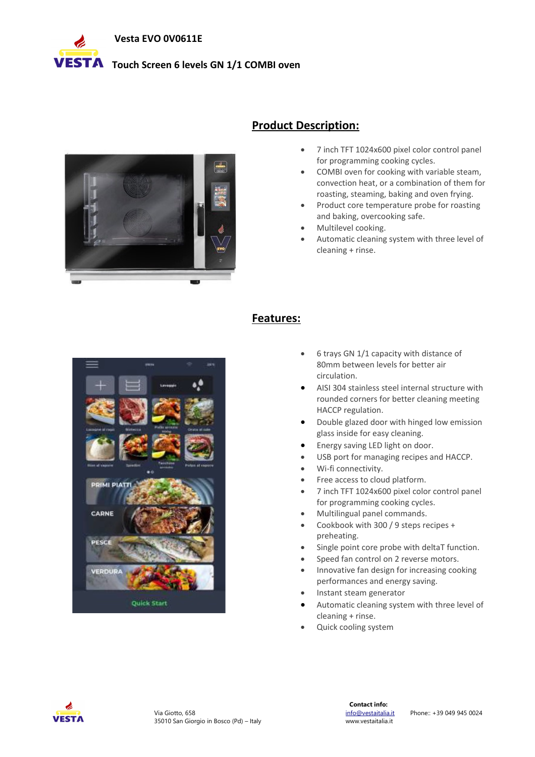# Vesta EVO 0V0611E

## Touch Screen 6 levels GN 1/1 COMBI oven

## Product Description:

- 7 inch TFT 1024x600 pixel color control panel for programming cooking cycles.
- COMBI oven for cooking with variable steam, convection heat, or a combination of them for roasting, steaming, baking and oven frying.
- Product core temperature probe for roasting and baking, overcooking safe.
- Multilevel cooking.
- Automatic cleaning system with three level of cleaning + rinse.

## Features:

- 6 trays GN 1/1 capacity with distance of 80mm between levels for better air circulation.
- AISI 304 stainless steel internal structure with rounded corners for better cleaning meeting HACCP regulation.
- Double glazed door with hinged low emission glass inside for easy cleaning.
- Energy saving LED light on door.
- USB port for managing recipes and HACCP.
- Wi-fi connectivity.
- Free access to cloud platform.
- 7 inch TFT 1024x600 pixel color control panel for programming cooking cycles.
- Multilingual panel commands.
- Cookbook with 300 / 9 steps recipes + preheating.
- Single point core probe with deltaT function.
- Speed fan control on 2 reverse motors.
- Innovative fan design for increasing cooking performances and energy saving.
- Instant steam generator
- Automatic cleaning system with three level of cleaning + rinse.
- Quick cooling system

Via Giotto, 658
35010 San Giorgio in Bosco (Pd) – Italy

**Contact info:**
info@vestaitalia.it
www.vestaitalia.it

Phone:: +39 049 945 0024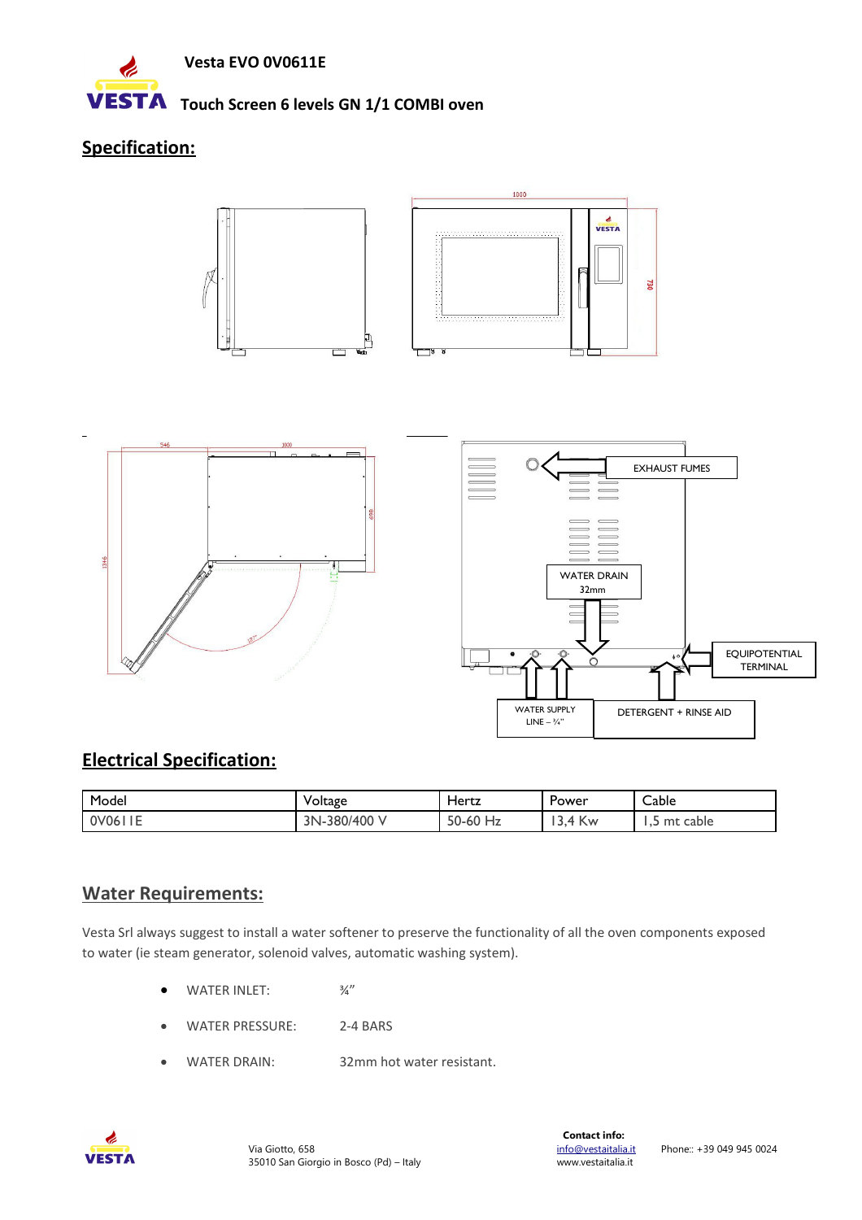**Vesta EVO 0V0611E**

**Touch Screen 6 levels GN 1/1 COMBI oven**

## Specification:

EXHAUST FUMES

WATER DRAIN 32mm

EQUIPOTENTIAL TERMINAL

WATER SUPPLY LINE – ¾"

DETERGENT + RINSE AID

## Electrical Specification:

| Model | Voltage | Hertz | Power | Cable |
| --- | --- | --- | --- | --- |
| 0V0611E | 3N-380/400 V | 50-60 Hz | 13,4 Kw | 1,5 mt cable |

## Water Requirements:

Vesta Srl always suggest to install a water softener to preserve the functionality of all the oven components exposed to water (ie steam generator, solenoid valves, automatic washing system).

- WATER INLET: ¾"
- WATER PRESSURE: 2-4 BARS
- WATER DRAIN: 32mm hot water resistant.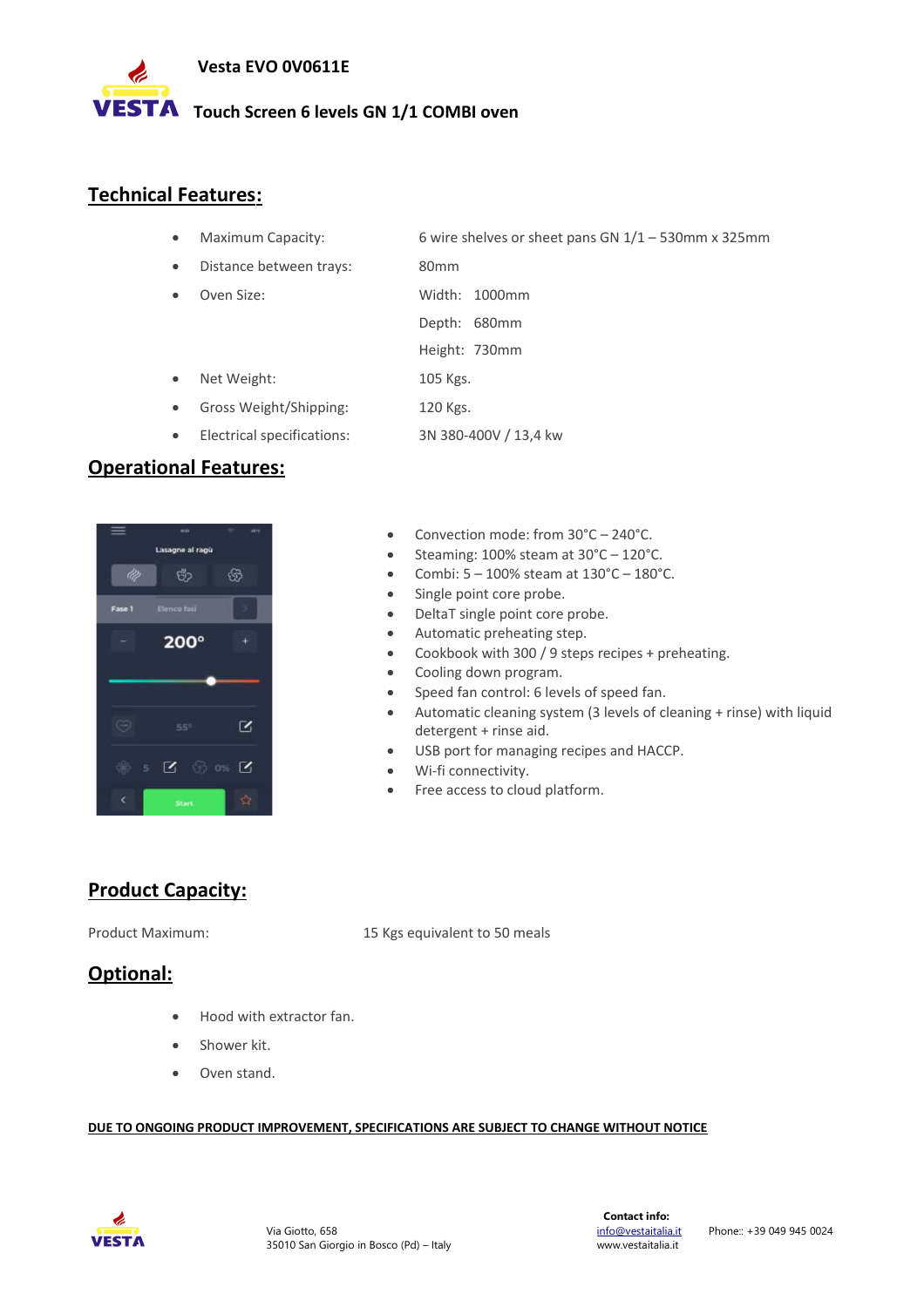**Vesta EVO 0V0611E**

**Touch Screen 6 levels GN 1/1 COMBI oven**

## Technical Features:

- Maximum Capacity: 6 wire shelves or sheet pans GN 1/1 – 530mm x 325mm
- Distance between trays: 80mm
- Oven Size: Width: 1000mm
  Depth: 680mm
  Height: 730mm
- Net Weight: 105 Kgs.
- Gross Weight/Shipping: 120 Kgs.
- Electrical specifications: 3N 380-400V / 13,4 kw

## Operational Features:

- Convection mode: from 30°C – 240°C.
- Steaming: 100% steam at 30°C – 120°C.
- Combi: 5 – 100% steam at 130°C – 180°C.
- Single point core probe.
- DeltaT single point core probe.
- Automatic preheating step.
- Cookbook with 300 / 9 steps recipes + preheating.
- Cooling down program.
- Speed fan control: 6 levels of speed fan.
- Automatic cleaning system (3 levels of cleaning + rinse) with liquid detergent + rinse aid.
- USB port for managing recipes and HACCP.
- Wi-fi connectivity.
- Free access to cloud platform.

## Product Capacity:

Product Maximum: 15 Kgs equivalent to 50 meals

## Optional:

- Hood with extractor fan.
- Shower kit.
- Oven stand.

**DUE TO ONGOING PRODUCT IMPROVEMENT, SPECIFICATIONS ARE SUBJECT TO CHANGE WITHOUT NOTICE**

Via Giotto, 658
35010 San Giorgio in Bosco (Pd) – Italy

**Contact info:**
info@vestaitalia.it
www.vestaitalia.it

Phone:: +39 049 945 0024